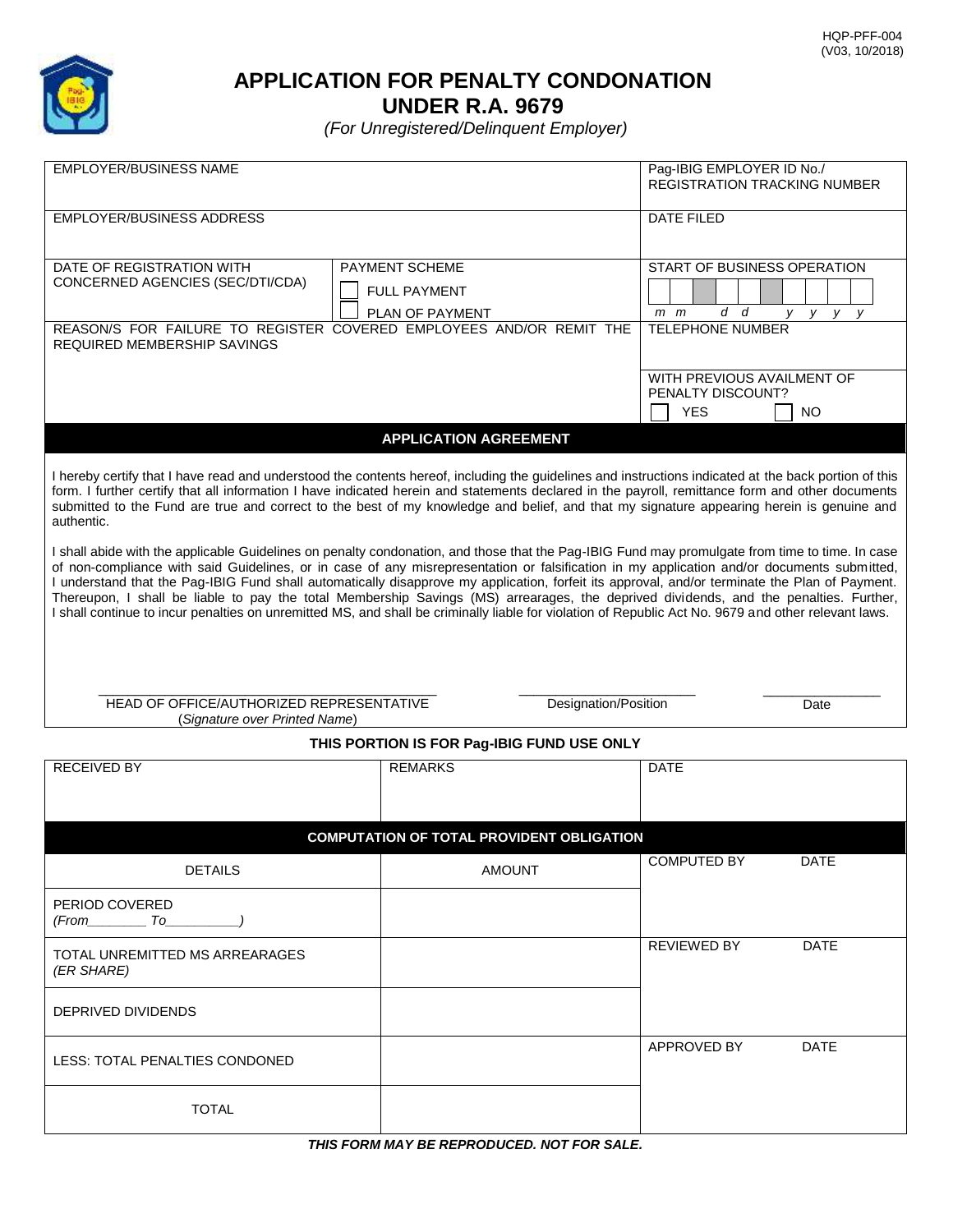HQP-PFF-004
(V03, 10/2018)

# APPLICATION FOR PENALTY CONDONATION UNDER R.A. 9679

*(For Unregistered/Delinquent Employer)*

| | | |
|---|---|---|
| EMPLOYER/BUSINESS NAME | | Pag-IBIG EMPLOYER ID No./ REGISTRATION TRACKING NUMBER |
| EMPLOYER/BUSINESS ADDRESS | | DATE FILED |
| DATE OF REGISTRATION WITH CONCERNED AGENCIES (SEC/DTI/CDA) | PAYMENT SCHEME<br>☐ FULL PAYMENT<br>☐ PLAN OF PAYMENT | START OF BUSINESS OPERATION<br>m m d d y y y y |
| REASON/S FOR FAILURE TO REGISTER COVERED EMPLOYEES AND/OR REMIT THE REQUIRED MEMBERSHIP SAVINGS | | TELEPHONE NUMBER |
| | | WITH PREVIOUS AVAILMENT OF PENALTY DISCOUNT?<br>☐ YES ☐ NO |

## APPLICATION AGREEMENT

I hereby certify that I have read and understood the contents hereof, including the guidelines and instructions indicated at the back portion of this form. I further certify that all information I have indicated herein and statements declared in the payroll, remittance form and other documents submitted to the Fund are true and correct to the best of my knowledge and belief, and that my signature appearing herein is genuine and authentic.

I shall abide with the applicable Guidelines on penalty condonation, and those that the Pag-IBIG Fund may promulgate from time to time. In case of non-compliance with said Guidelines, or in case of any misrepresentation or falsification in my application and/or documents submitted, I understand that the Pag-IBIG Fund shall automatically disapprove my application, forfeit its approval, and/or terminate the Plan of Payment. Thereupon, I shall be liable to pay the total Membership Savings (MS) arrearages, the deprived dividends, and the penalties. Further, I shall continue to incur penalties on unremitted MS, and shall be criminally liable for violation of Republic Act No. 9679 and other relevant laws.

| ______________________________ | ______________________ | ______________ |
|---|---|---|
| HEAD OF OFFICE/AUTHORIZED REPRESENTATIVE<br>(*Signature over Printed Name*) | Designation/Position | Date |

**THIS PORTION IS FOR Pag-IBIG FUND USE ONLY**

| RECEIVED BY | REMARKS | DATE |
|---|---|---|
| | | |

**COMPUTATION OF TOTAL PROVIDENT OBLIGATION**

| DETAILS | AMOUNT | |
|---|---|---|
| PERIOD COVERED<br>*(From________ To__________)* | | COMPUTED BY DATE |
| TOTAL UNREMITTED MS ARREARAGES *(ER SHARE)* | | REVIEWED BY DATE |
| DEPRIVED DIVIDENDS | | |
| LESS: TOTAL PENALTIES CONDONED | | APPROVED BY DATE |
| TOTAL | | |

***THIS FORM MAY BE REPRODUCED. NOT FOR SALE.***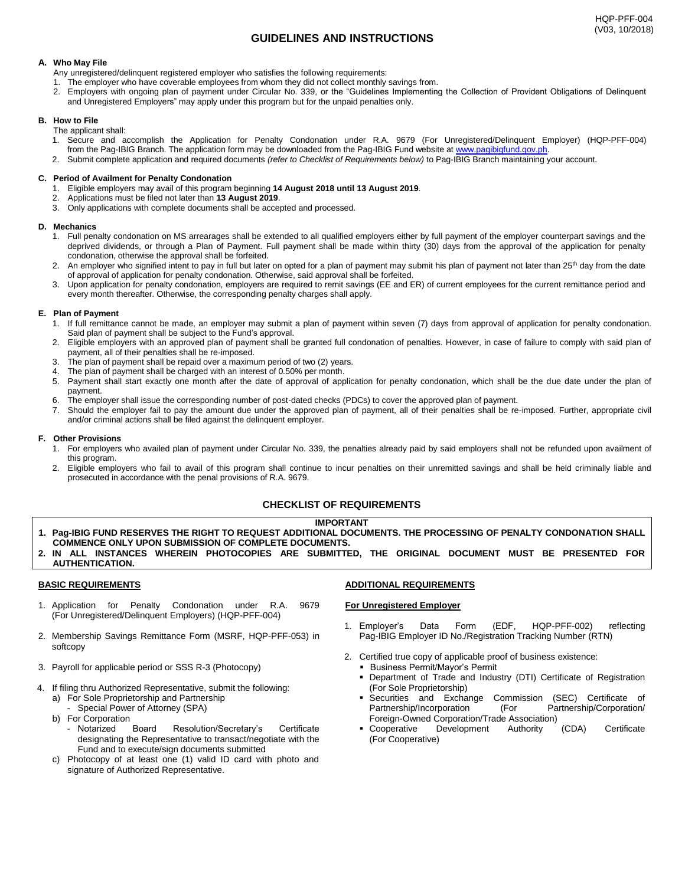HQP-PFF-004
(V03, 10/2018)

# GUIDELINES AND INSTRUCTIONS

**A. Who May File**

Any unregistered/delinquent registered employer who satisfies the following requirements:

1. The employer who have coverable employees from whom they did not collect monthly savings from.
2. Employers with ongoing plan of payment under Circular No. 339, or the "Guidelines Implementing the Collection of Provident Obligations of Delinquent and Unregistered Employers" may apply under this program but for the unpaid penalties only.

**B. How to File**

The applicant shall:

1. Secure and accomplish the Application for Penalty Condonation under R.A. 9679 (For Unregistered/Delinquent Employer) (HQP-PFF-004) from the Pag-IBIG Branch. The application form may be downloaded from the Pag-IBIG Fund website at www.pagibigfund.gov.ph.
2. Submit complete application and required documents *(refer to Checklist of Requirements below)* to Pag-IBIG Branch maintaining your account.

**C. Period of Availment for Penalty Condonation**

1. Eligible employers may avail of this program beginning **14 August 2018 until 13 August 2019**.
2. Applications must be filed not later than **13 August 2019**.
3. Only applications with complete documents shall be accepted and processed.

**D. Mechanics**

1. Full penalty condonation on MS arrearages shall be extended to all qualified employers either by full payment of the employer counterpart savings and the deprived dividends, or through a Plan of Payment. Full payment shall be made within thirty (30) days from the approval of the application for penalty condonation, otherwise the approval shall be forfeited.
2. An employer who signified intent to pay in full but later on opted for a plan of payment may submit his plan of payment not later than 25th day from the date of approval of application for penalty condonation. Otherwise, said approval shall be forfeited.
3. Upon application for penalty condonation, employers are required to remit savings (EE and ER) of current employees for the current remittance period and every month thereafter. Otherwise, the corresponding penalty charges shall apply.

**E. Plan of Payment**

1. If full remittance cannot be made, an employer may submit a plan of payment within seven (7) days from approval of application for penalty condonation. Said plan of payment shall be subject to the Fund's approval.
2. Eligible employers with an approved plan of payment shall be granted full condonation of penalties. However, in case of failure to comply with said plan of payment, all of their penalties shall be re-imposed.
3. The plan of payment shall be repaid over a maximum period of two (2) years.
4. The plan of payment shall be charged with an interest of 0.50% per month.
5. Payment shall start exactly one month after the date of approval of application for penalty condonation, which shall be the due date under the plan of payment.
6. The employer shall issue the corresponding number of post-dated checks (PDCs) to cover the approved plan of payment.
7. Should the employer fail to pay the amount due under the approved plan of payment, all of their penalties shall be re-imposed. Further, appropriate civil and/or criminal actions shall be filed against the delinquent employer.

**F. Other Provisions**

1. For employers who availed plan of payment under Circular No. 339, the penalties already paid by said employers shall not be refunded upon availment of this program.
2. Eligible employers who fail to avail of this program shall continue to incur penalties on their unremitted savings and shall be held criminally liable and prosecuted in accordance with the penal provisions of R.A. 9679.

## CHECKLIST OF REQUIREMENTS

**IMPORTANT**

1. **Pag-IBIG FUND RESERVES THE RIGHT TO REQUEST ADDITIONAL DOCUMENTS. THE PROCESSING OF PENALTY CONDONATION SHALL COMMENCE ONLY UPON SUBMISSION OF COMPLETE DOCUMENTS.**
2. **IN ALL INSTANCES WHEREIN PHOTOCOPIES ARE SUBMITTED, THE ORIGINAL DOCUMENT MUST BE PRESENTED FOR AUTHENTICATION.**

**BASIC REQUIREMENTS**

1. Application for Penalty Condonation under R.A. 9679 (For Unregistered/Delinquent Employers) (HQP-PFF-004)
2. Membership Savings Remittance Form (MSRF, HQP-PFF-053) in softcopy
3. Payroll for applicable period or SSS R-3 (Photocopy)
4. If filing thru Authorized Representative, submit the following:
   a) For Sole Proprietorship and Partnership
      - Special Power of Attorney (SPA)
   b) For Corporation
      - Notarized Board Resolution/Secretary's Certificate designating the Representative to transact/negotiate with the Fund and to execute/sign documents submitted
   c) Photocopy of at least one (1) valid ID card with photo and signature of Authorized Representative.

**ADDITIONAL REQUIREMENTS**

**For Unregistered Employer**

1. Employer's Data Form (EDF, HQP-PFF-002) reflecting Pag-IBIG Employer ID No./Registration Tracking Number (RTN)
2. Certified true copy of applicable proof of business existence:
   - Business Permit/Mayor's Permit
   - Department of Trade and Industry (DTI) Certificate of Registration (For Sole Proprietorship)
   - Securities and Exchange Commission (SEC) Certificate of Partnership/Incorporation (For Partnership/Corporation/ Foreign-Owned Corporation/Trade Association)
   - Cooperative Development Authority (CDA) Certificate (For Cooperative)